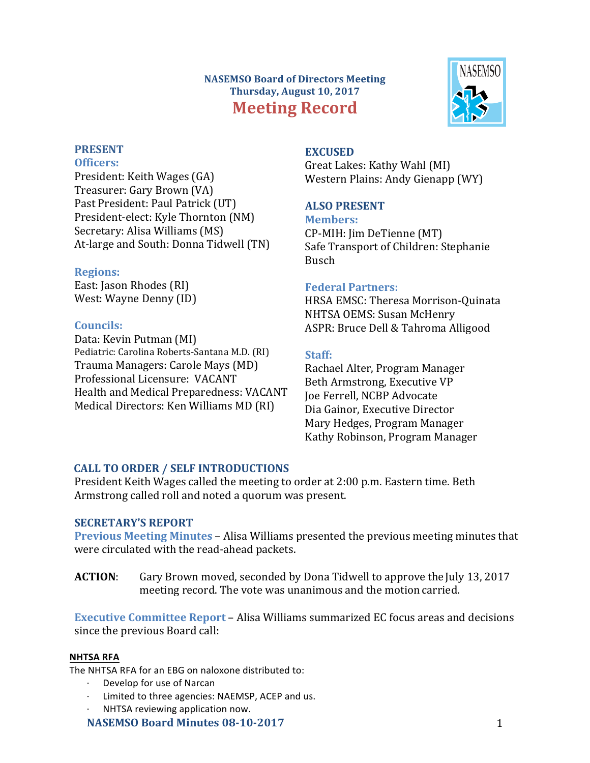**NASEMSO Board of Directors Meeting**
**Thursday, August 10, 2017**

# Meeting Record

## PRESENT

### Officers:

President: Keith Wages (GA)
Treasurer: Gary Brown (VA)
Past President: Paul Patrick (UT)
President-elect: Kyle Thornton (NM)
Secretary: Alisa Williams (MS)
At-large and South: Donna Tidwell (TN)

### Regions:

East: Jason Rhodes (RI)
West: Wayne Denny (ID)

### Councils:

Data: Kevin Putman (MI)
Pediatric: Carolina Roberts-Santana M.D. (RI)
Trauma Managers: Carole Mays (MD)
Professional Licensure: VACANT
Health and Medical Preparedness: VACANT
Medical Directors: Ken Williams MD (RI)

## EXCUSED

Great Lakes: Kathy Wahl (MI)
Western Plains: Andy Gienapp (WY)

## ALSO PRESENT

### Members:

CP-MIH: Jim DeTienne (MT)
Safe Transport of Children: Stephanie Busch

### Federal Partners:

HRSA EMSC: Theresa Morrison-Quinata
NHTSA OEMS: Susan McHenry
ASPR: Bruce Dell & Tahroma Alligood

### Staff:

Rachael Alter, Program Manager
Beth Armstrong, Executive VP
Joe Ferrell, NCBP Advocate
Dia Gainor, Executive Director
Mary Hedges, Program Manager
Kathy Robinson, Program Manager

## CALL TO ORDER / SELF INTRODUCTIONS

President Keith Wages called the meeting to order at 2:00 p.m. Eastern time. Beth Armstrong called roll and noted a quorum was present.

## SECRETARY'S REPORT

**Previous Meeting Minutes** – Alisa Williams presented the previous meeting minutes that were circulated with the read-ahead packets.

**ACTION**: Gary Brown moved, seconded by Dona Tidwell to approve the July 13, 2017 meeting record. The vote was unanimous and the motion carried.

**Executive Committee Report** – Alisa Williams summarized EC focus areas and decisions since the previous Board call:

**NHTSA RFA**

The NHTSA RFA for an EBG on naloxone distributed to:

- Develop for use of Narcan
- Limited to three agencies: NAEMSP, ACEP and us.
- NHTSA reviewing application now.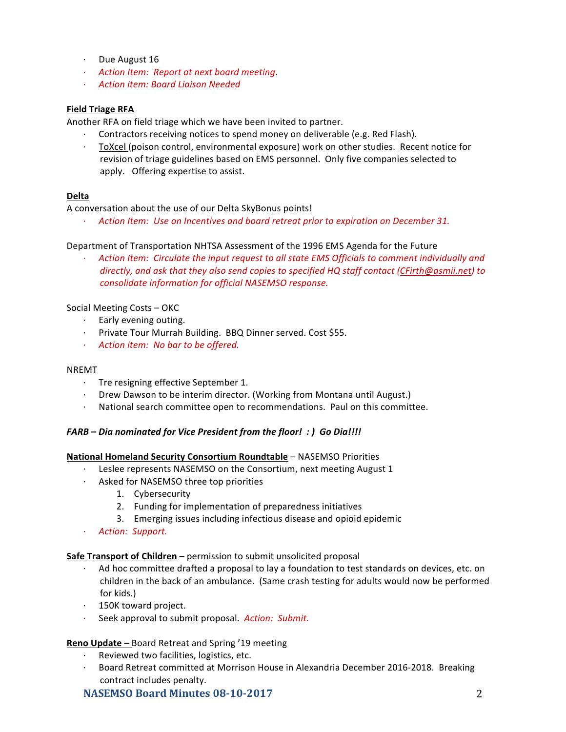- Due August 16
- *Action Item: Report at next board meeting.*
- *Action item: Board Liaison Needed*

**Field Triage RFA**

Another RFA on field triage which we have been invited to partner.

- Contractors receiving notices to spend money on deliverable (e.g. Red Flash).
- ToXcel (poison control, environmental exposure) work on other studies. Recent notice for revision of triage guidelines based on EMS personnel. Only five companies selected to apply. Offering expertise to assist.

**Delta**

A conversation about the use of our Delta SkyBonus points!

- *Action Item: Use on Incentives and board retreat prior to expiration on December 31.*

Department of Transportation NHTSA Assessment of the 1996 EMS Agenda for the Future

- *Action Item: Circulate the input request to all state EMS Officials to comment individually and directly, and ask that they also send copies to specified HQ staff contact (CFirth@asmii.net) to consolidate information for official NASEMSO response.*

Social Meeting Costs – OKC

- Early evening outing.
- Private Tour Murrah Building. BBQ Dinner served. Cost $55.
- *Action item: No bar to be offered.*

NREMT

- Tre resigning effective September 1.
- Drew Dawson to be interim director. (Working from Montana until August.)
- National search committee open to recommendations. Paul on this committee.

***FARB – Dia nominated for Vice President from the floor! : ) Go Dia!!!!***

**National Homeland Security Consortium Roundtable** – NASEMSO Priorities

- Leslee represents NASEMSO on the Consortium, next meeting August 1
- Asked for NASEMSO three top priorities
  1. Cybersecurity
  2. Funding for implementation of preparedness initiatives
  3. Emerging issues including infectious disease and opioid epidemic
- *Action: Support.*

**Safe Transport of Children** – permission to submit unsolicited proposal

- Ad hoc committee drafted a proposal to lay a foundation to test standards on devices, etc. on children in the back of an ambulance. (Same crash testing for adults would now be performed for kids.)
- 150K toward project.
- Seek approval to submit proposal. *Action: Submit.*

**Reno Update –** Board Retreat and Spring '19 meeting

- Reviewed two facilities, logistics, etc.
- Board Retreat committed at Morrison House in Alexandria December 2016-2018. Breaking contract includes penalty.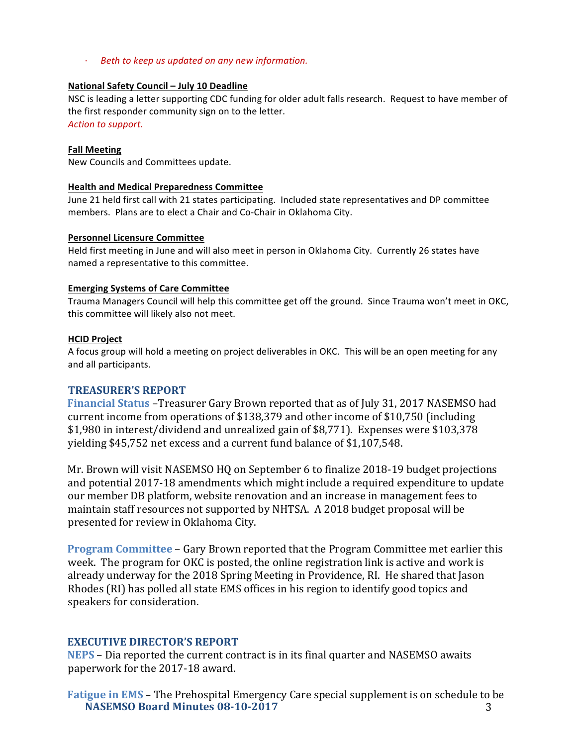- *Beth to keep us updated on any new information.*

**National Safety Council – July 10 Deadline**

NSC is leading a letter supporting CDC funding for older adult falls research. Request to have member of the first responder community sign on to the letter.
*Action to support.*

**Fall Meeting**

New Councils and Committees update.

**Health and Medical Preparedness Committee**

June 21 held first call with 21 states participating. Included state representatives and DP committee members. Plans are to elect a Chair and Co-Chair in Oklahoma City.

**Personnel Licensure Committee**

Held first meeting in June and will also meet in person in Oklahoma City. Currently 26 states have named a representative to this committee.

**Emerging Systems of Care Committee**

Trauma Managers Council will help this committee get off the ground. Since Trauma won't meet in OKC, this committee will likely also not meet.

**HCID Project**

A focus group will hold a meeting on project deliverables in OKC. This will be an open meeting for any and all participants.

## TREASURER'S REPORT

**Financial Status** –Treasurer Gary Brown reported that as of July 31, 2017 NASEMSO had current income from operations of $138,379 and other income of $10,750 (including $1,980 in interest/dividend and unrealized gain of $8,771). Expenses were $103,378 yielding $45,752 net excess and a current fund balance of $1,107,548.

Mr. Brown will visit NASEMSO HQ on September 6 to finalize 2018-19 budget projections and potential 2017-18 amendments which might include a required expenditure to update our member DB platform, website renovation and an increase in management fees to maintain staff resources not supported by NHTSA. A 2018 budget proposal will be presented for review in Oklahoma City.

**Program Committee** – Gary Brown reported that the Program Committee met earlier this week. The program for OKC is posted, the online registration link is active and work is already underway for the 2018 Spring Meeting in Providence, RI. He shared that Jason Rhodes (RI) has polled all state EMS offices in his region to identify good topics and speakers for consideration.

## EXECUTIVE DIRECTOR'S REPORT

**NEPS** – Dia reported the current contract is in its final quarter and NASEMSO awaits paperwork for the 2017-18 award.

**Fatigue in EMS** – The Prehospital Emergency Care special supplement is on schedule to be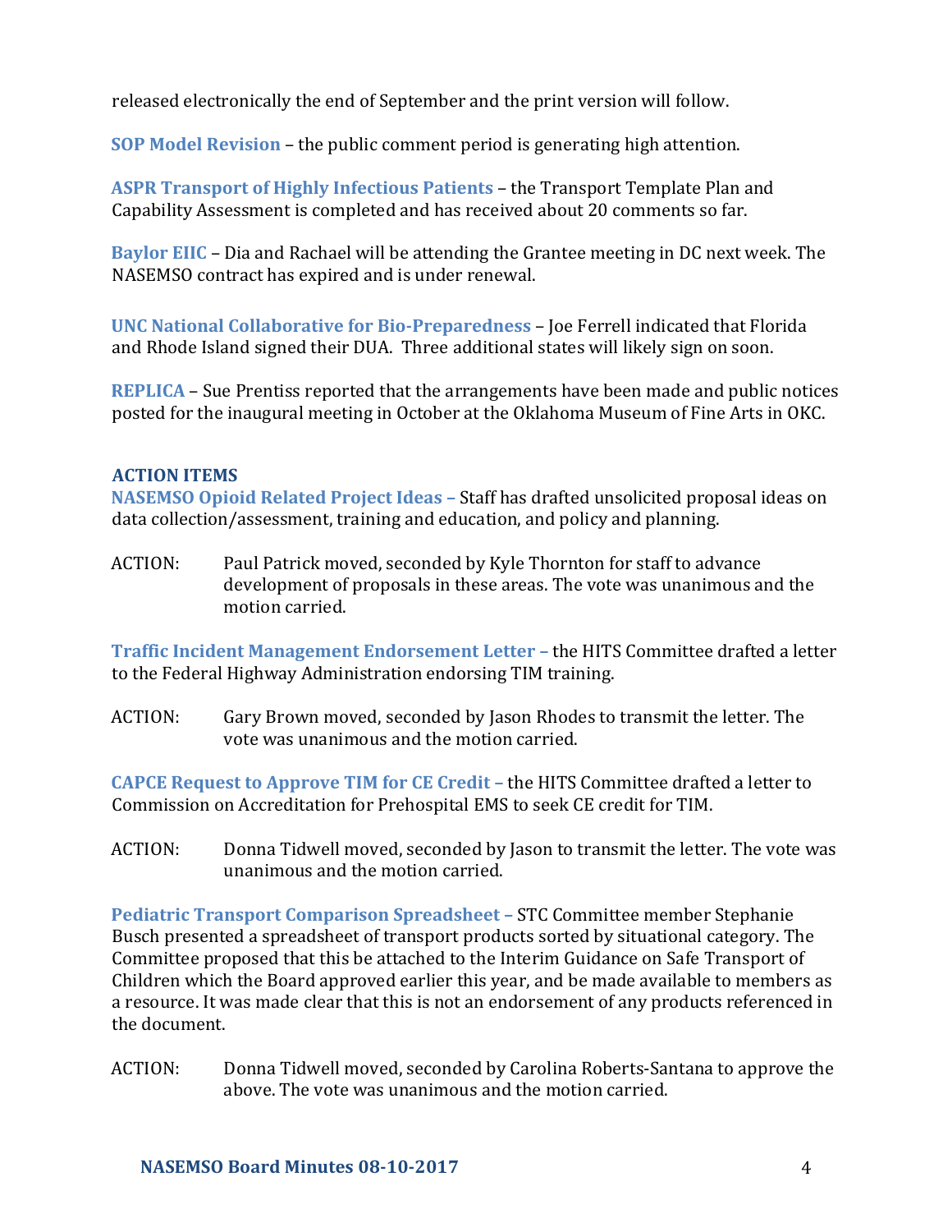released electronically the end of September and the print version will follow.

**SOP Model Revision** – the public comment period is generating high attention.

**ASPR Transport of Highly Infectious Patients** – the Transport Template Plan and Capability Assessment is completed and has received about 20 comments so far.

**Baylor EIIC** – Dia and Rachael will be attending the Grantee meeting in DC next week. The NASEMSO contract has expired and is under renewal.

**UNC National Collaborative for Bio-Preparedness** – Joe Ferrell indicated that Florida and Rhode Island signed their DUA. Three additional states will likely sign on soon.

**REPLICA** – Sue Prentiss reported that the arrangements have been made and public notices posted for the inaugural meeting in October at the Oklahoma Museum of Fine Arts in OKC.

## ACTION ITEMS

**NASEMSO Opioid Related Project Ideas –** Staff has drafted unsolicited proposal ideas on data collection/assessment, training and education, and policy and planning.

ACTION: Paul Patrick moved, seconded by Kyle Thornton for staff to advance development of proposals in these areas. The vote was unanimous and the motion carried.

**Traffic Incident Management Endorsement Letter –** the HITS Committee drafted a letter to the Federal Highway Administration endorsing TIM training.

ACTION: Gary Brown moved, seconded by Jason Rhodes to transmit the letter. The vote was unanimous and the motion carried.

**CAPCE Request to Approve TIM for CE Credit –** the HITS Committee drafted a letter to Commission on Accreditation for Prehospital EMS to seek CE credit for TIM.

ACTION: Donna Tidwell moved, seconded by Jason to transmit the letter. The vote was unanimous and the motion carried.

**Pediatric Transport Comparison Spreadsheet –** STC Committee member Stephanie Busch presented a spreadsheet of transport products sorted by situational category. The Committee proposed that this be attached to the Interim Guidance on Safe Transport of Children which the Board approved earlier this year, and be made available to members as a resource. It was made clear that this is not an endorsement of any products referenced in the document.

ACTION: Donna Tidwell moved, seconded by Carolina Roberts-Santana to approve the above. The vote was unanimous and the motion carried.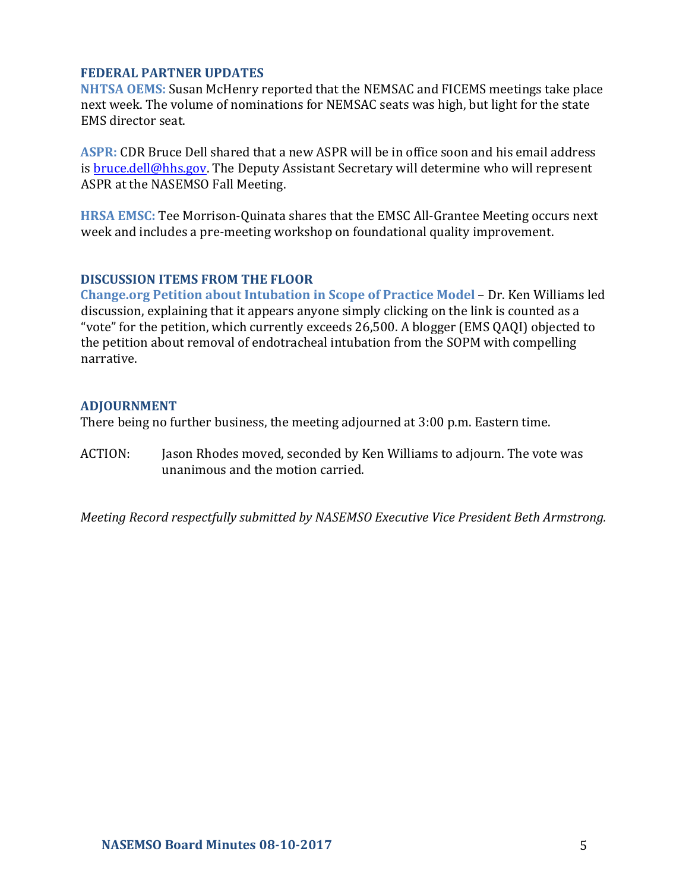## FEDERAL PARTNER UPDATES

**NHTSA OEMS:** Susan McHenry reported that the NEMSAC and FICEMS meetings take place next week. The volume of nominations for NEMSAC seats was high, but light for the state EMS director seat.

**ASPR:** CDR Bruce Dell shared that a new ASPR will be in office soon and his email address is bruce.dell@hhs.gov. The Deputy Assistant Secretary will determine who will represent ASPR at the NASEMSO Fall Meeting.

**HRSA EMSC:** Tee Morrison-Quinata shares that the EMSC All-Grantee Meeting occurs next week and includes a pre-meeting workshop on foundational quality improvement.

## DISCUSSION ITEMS FROM THE FLOOR

**Change.org Petition about Intubation in Scope of Practice Model** – Dr. Ken Williams led discussion, explaining that it appears anyone simply clicking on the link is counted as a "vote" for the petition, which currently exceeds 26,500. A blogger (EMS QAQI) objected to the petition about removal of endotracheal intubation from the SOPM with compelling narrative.

## ADJOURNMENT

There being no further business, the meeting adjourned at 3:00 p.m. Eastern time.

ACTION: Jason Rhodes moved, seconded by Ken Williams to adjourn. The vote was unanimous and the motion carried.

*Meeting Record respectfully submitted by NASEMSO Executive Vice President Beth Armstrong.*